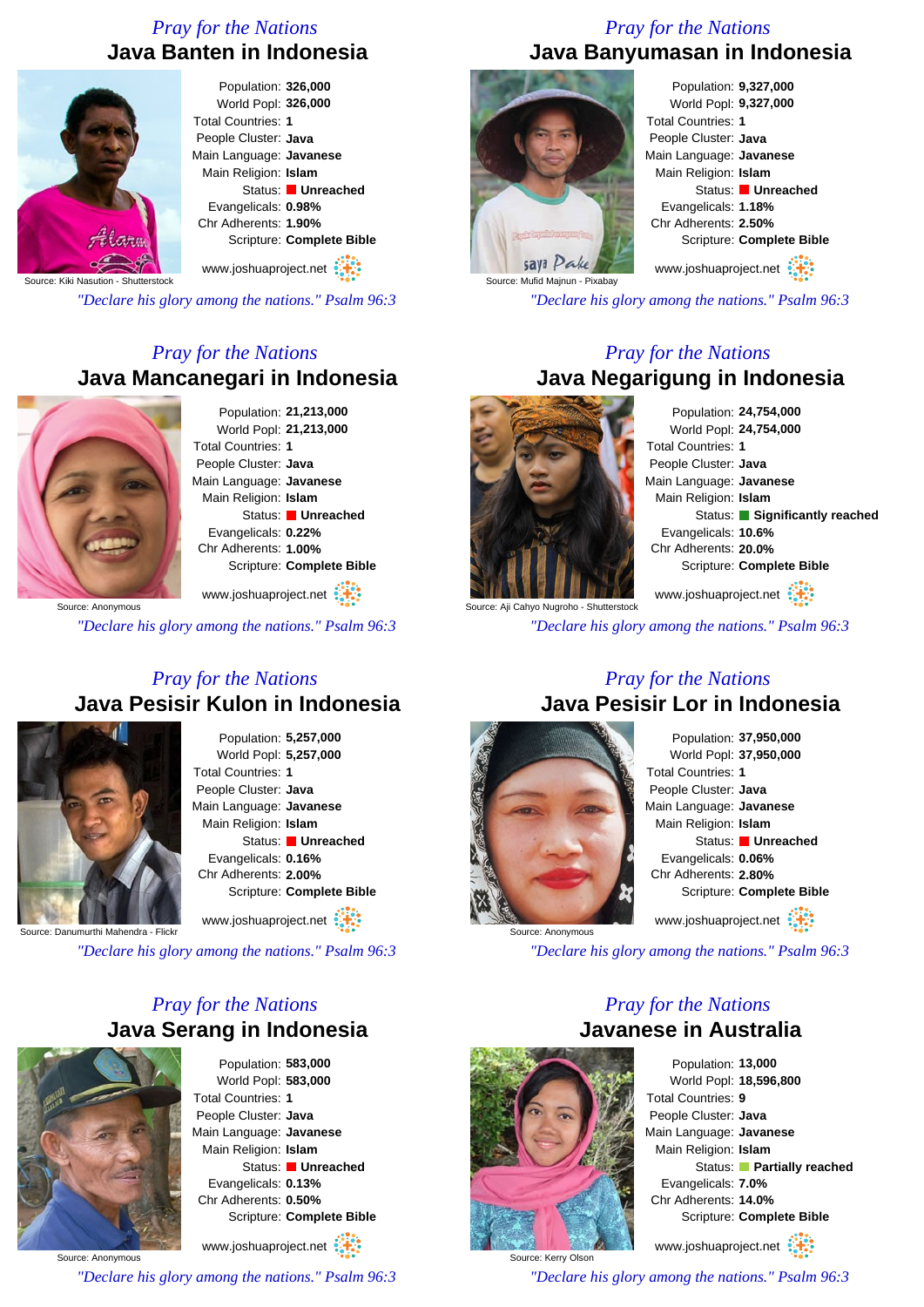*Pray for the Nations*

## Java Banten in Indonesia

Population: **326,000**
World Popl: **326,000**
Total Countries: **1**
People Cluster: **Java**
Main Language: **Javanese**
Main Religion: **Islam**
Status: **Unreached**
Evangelicals: **0.98%**
Chr Adherents: **1.90%**
Scripture: **Complete Bible**

Source: Kiki Nasution - Shutterstock

www.joshuaproject.net

*"Declare his glory among the nations." Psalm 96:3*

*Pray for the Nations*

## Java Banyumasan in Indonesia

Population: **9,327,000**
World Popl: **9,327,000**
Total Countries: **1**
People Cluster: **Java**
Main Language: **Javanese**
Main Religion: **Islam**
Status: **Unreached**
Evangelicals: **1.18%**
Chr Adherents: **2.50%**
Scripture: **Complete Bible**

Source: Mufid Majnun - Pixabay

www.joshuaproject.net

*"Declare his glory among the nations." Psalm 96:3*

*Pray for the Nations*

## Java Mancanegari in Indonesia

Population: **21,213,000**
World Popl: **21,213,000**
Total Countries: **1**
People Cluster: **Java**
Main Language: **Javanese**
Main Religion: **Islam**
Status: **Unreached**
Evangelicals: **0.22%**
Chr Adherents: **1.00%**
Scripture: **Complete Bible**

Source: Anonymous

www.joshuaproject.net

*"Declare his glory among the nations." Psalm 96:3*

*Pray for the Nations*

## Java Negarigung in Indonesia

Population: **24,754,000**
World Popl: **24,754,000**
Total Countries: **1**
People Cluster: **Java**
Main Language: **Javanese**
Main Religion: **Islam**
Status: **Significantly reached**
Evangelicals: **10.6%**
Chr Adherents: **20.0%**
Scripture: **Complete Bible**

Source: Aji Cahyo Nugroho - Shutterstock

www.joshuaproject.net

*"Declare his glory among the nations." Psalm 96:3*

*Pray for the Nations*

## Java Pesisir Kulon in Indonesia

Population: **5,257,000**
World Popl: **5,257,000**
Total Countries: **1**
People Cluster: **Java**
Main Language: **Javanese**
Main Religion: **Islam**
Status: **Unreached**
Evangelicals: **0.16%**
Chr Adherents: **2.00%**
Scripture: **Complete Bible**

Source: Danumurthi Mahendra - Flickr

www.joshuaproject.net

*"Declare his glory among the nations." Psalm 96:3*

*Pray for the Nations*

## Java Pesisir Lor in Indonesia

Population: **37,950,000**
World Popl: **37,950,000**
Total Countries: **1**
People Cluster: **Java**
Main Language: **Javanese**
Main Religion: **Islam**
Status: **Unreached**
Evangelicals: **0.06%**
Chr Adherents: **2.80%**
Scripture: **Complete Bible**

Source: Anonymous

www.joshuaproject.net

*"Declare his glory among the nations." Psalm 96:3*

*Pray for the Nations*

## Java Serang in Indonesia

Population: **583,000**
World Popl: **583,000**
Total Countries: **1**
People Cluster: **Java**
Main Language: **Javanese**
Main Religion: **Islam**
Status: **Unreached**
Evangelicals: **0.13%**
Chr Adherents: **0.50%**
Scripture: **Complete Bible**

Source: Anonymous

www.joshuaproject.net

*"Declare his glory among the nations." Psalm 96:3*

*Pray for the Nations*

## Javanese in Australia

Population: **13,000**
World Popl: **18,596,800**
Total Countries: **9**
People Cluster: **Java**
Main Language: **Javanese**
Main Religion: **Islam**
Status: **Partially reached**
Evangelicals: **7.0%**
Chr Adherents: **14.0%**
Scripture: **Complete Bible**

Source: Kerry Olson

www.joshuaproject.net

*"Declare his glory among the nations." Psalm 96:3*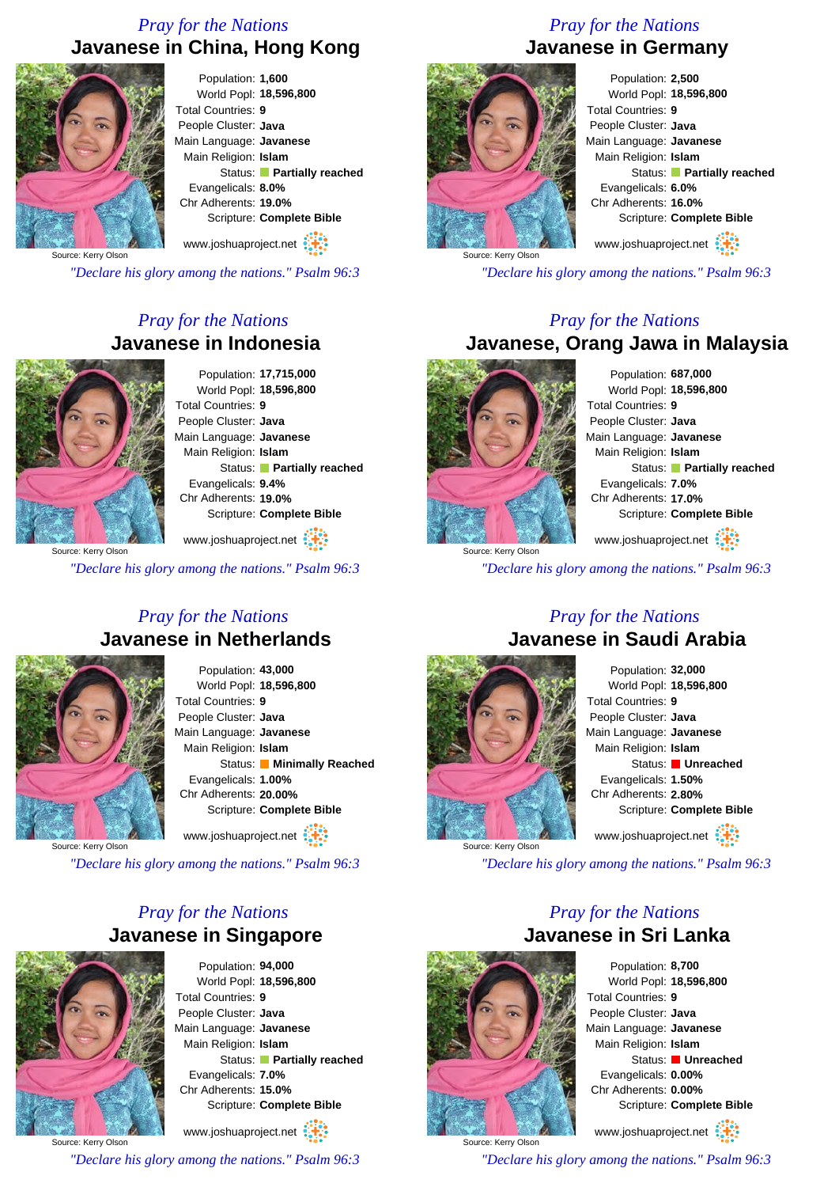## Pray for the Nations

### Javanese in China, Hong Kong

Population: **1,600**
World Popl: **18,596,800**
Total Countries: **9**
People Cluster: **Java**
Main Language: **Javanese**
Main Religion: **Islam**
Status: **Partially reached**
Evangelicals: **8.0%**
Chr Adherents: **19.0%**
Scripture: **Complete Bible**

Source: Kerry Olson

www.joshuaproject.net

*"Declare his glory among the nations." Psalm 96:3*

## Pray for the Nations

### Javanese in Germany

Population: **2,500**
World Popl: **18,596,800**
Total Countries: **9**
People Cluster: **Java**
Main Language: **Javanese**
Main Religion: **Islam**
Status: **Partially reached**
Evangelicals: **6.0%**
Chr Adherents: **16.0%**
Scripture: **Complete Bible**

Source: Kerry Olson

www.joshuaproject.net

*"Declare his glory among the nations." Psalm 96:3*

## Pray for the Nations

### Javanese in Indonesia

Population: **17,715,000**
World Popl: **18,596,800**
Total Countries: **9**
People Cluster: **Java**
Main Language: **Javanese**
Main Religion: **Islam**
Status: **Partially reached**
Evangelicals: **9.4%**
Chr Adherents: **19.0%**
Scripture: **Complete Bible**

Source: Kerry Olson

www.joshuaproject.net

*"Declare his glory among the nations." Psalm 96:3*

## Pray for the Nations

### Javanese, Orang Jawa in Malaysia

Population: **687,000**
World Popl: **18,596,800**
Total Countries: **9**
People Cluster: **Java**
Main Language: **Javanese**
Main Religion: **Islam**
Status: **Partially reached**
Evangelicals: **7.0%**
Chr Adherents: **17.0%**
Scripture: **Complete Bible**

Source: Kerry Olson

www.joshuaproject.net

*"Declare his glory among the nations." Psalm 96:3*

## Pray for the Nations

### Javanese in Netherlands

Population: **43,000**
World Popl: **18,596,800**
Total Countries: **9**
People Cluster: **Java**
Main Language: **Javanese**
Main Religion: **Islam**
Status: **Minimally Reached**
Evangelicals: **1.00%**
Chr Adherents: **20.00%**
Scripture: **Complete Bible**

Source: Kerry Olson

www.joshuaproject.net

*"Declare his glory among the nations." Psalm 96:3*

## Pray for the Nations

### Javanese in Saudi Arabia

Population: **32,000**
World Popl: **18,596,800**
Total Countries: **9**
People Cluster: **Java**
Main Language: **Javanese**
Main Religion: **Islam**
Status: **Unreached**
Evangelicals: **1.50%**
Chr Adherents: **2.80%**
Scripture: **Complete Bible**

Source: Kerry Olson

www.joshuaproject.net

*"Declare his glory among the nations." Psalm 96:3*

## Pray for the Nations

### Javanese in Singapore

Population: **94,000**
World Popl: **18,596,800**
Total Countries: **9**
People Cluster: **Java**
Main Language: **Javanese**
Main Religion: **Islam**
Status: **Partially reached**
Evangelicals: **7.0%**
Chr Adherents: **15.0%**
Scripture: **Complete Bible**

Source: Kerry Olson

www.joshuaproject.net

*"Declare his glory among the nations." Psalm 96:3*

## Pray for the Nations

### Javanese in Sri Lanka

Population: **8,700**
World Popl: **18,596,800**
Total Countries: **9**
People Cluster: **Java**
Main Language: **Javanese**
Main Religion: **Islam**
Status: **Unreached**
Evangelicals: **0.00%**
Chr Adherents: **0.00%**
Scripture: **Complete Bible**

Source: Kerry Olson

www.joshuaproject.net

*"Declare his glory among the nations." Psalm 96:3*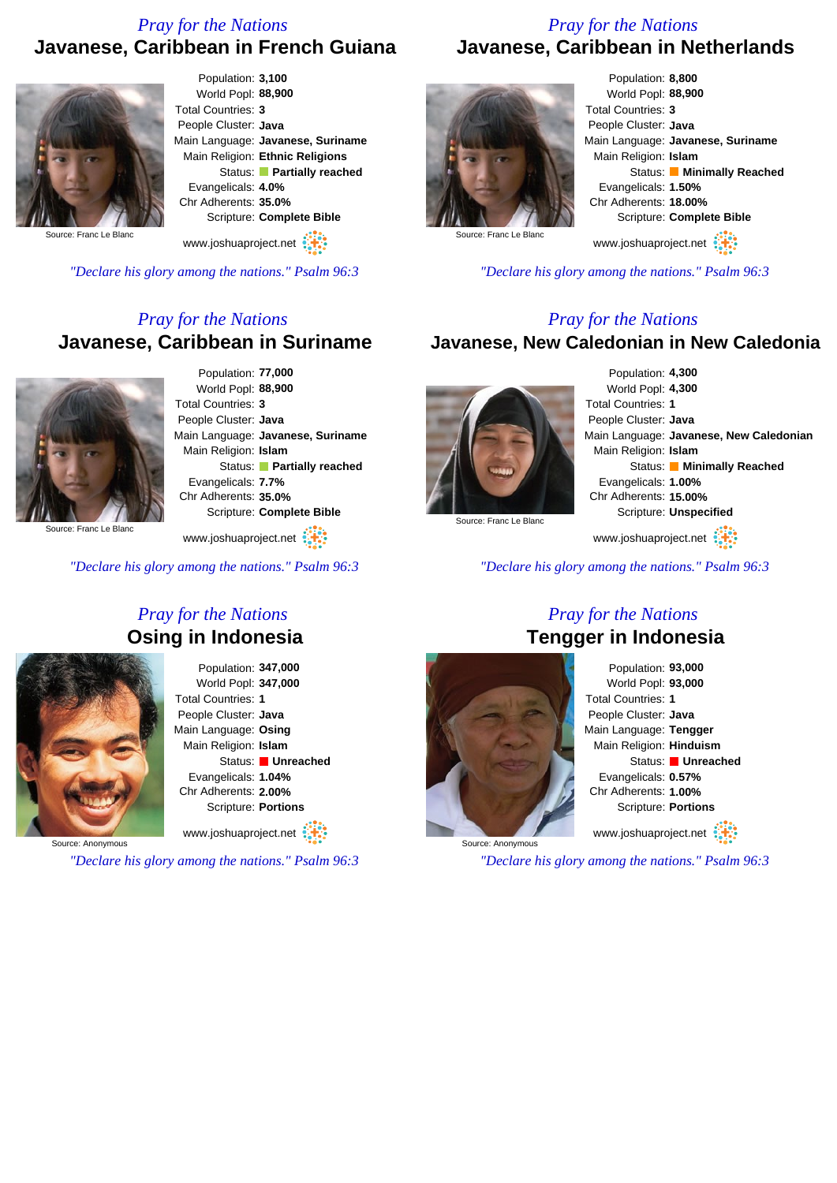*Pray for the Nations*

## Javanese, Caribbean in French Guiana

Source: Franc Le Blanc

Population: **3,100**
World Popl: **88,900**
Total Countries: **3**
People Cluster: **Java**
Main Language: **Javanese, Suriname**
Main Religion: **Ethnic Religions**
Status: **Partially reached**
Evangelicals: **4.0%**
Chr Adherents: **35.0%**
Scripture: **Complete Bible**

www.joshuaproject.net

*"Declare his glory among the nations." Psalm 96:3*

*Pray for the Nations*

## Javanese, Caribbean in Netherlands

Source: Franc Le Blanc

Population: **8,800**
World Popl: **88,900**
Total Countries: **3**
People Cluster: **Java**
Main Language: **Javanese, Suriname**
Main Religion: **Islam**
Status: **Minimally Reached**
Evangelicals: **1.50%**
Chr Adherents: **18.00%**
Scripture: **Complete Bible**

www.joshuaproject.net

*"Declare his glory among the nations." Psalm 96:3*

*Pray for the Nations*

## Javanese, Caribbean in Suriname

Source: Franc Le Blanc

Population: **77,000**
World Popl: **88,900**
Total Countries: **3**
People Cluster: **Java**
Main Language: **Javanese, Suriname**
Main Religion: **Islam**
Status: **Partially reached**
Evangelicals: **7.7%**
Chr Adherents: **35.0%**
Scripture: **Complete Bible**

www.joshuaproject.net

*"Declare his glory among the nations." Psalm 96:3*

*Pray for the Nations*

## Javanese, New Caledonian in New Caledonia

Source: Franc Le Blanc

Population: **4,300**
World Popl: **4,300**
Total Countries: **1**
People Cluster: **Java**
Main Language: **Javanese, New Caledonian**
Main Religion: **Islam**
Status: **Minimally Reached**
Evangelicals: **1.00%**
Chr Adherents: **15.00%**
Scripture: **Unspecified**

www.joshuaproject.net

*"Declare his glory among the nations." Psalm 96:3*

*Pray for the Nations*

## Osing in Indonesia

Source: Anonymous

Population: **347,000**
World Popl: **347,000**
Total Countries: **1**
People Cluster: **Java**
Main Language: **Osing**
Main Religion: **Islam**
Status: **Unreached**
Evangelicals: **1.04%**
Chr Adherents: **2.00%**
Scripture: **Portions**

www.joshuaproject.net

*"Declare his glory among the nations." Psalm 96:3*

*Pray for the Nations*

## Tengger in Indonesia

Source: Anonymous

Population: **93,000**
World Popl: **93,000**
Total Countries: **1**
People Cluster: **Java**
Main Language: **Tengger**
Main Religion: **Hinduism**
Status: **Unreached**
Evangelicals: **0.57%**
Chr Adherents: **1.00%**
Scripture: **Portions**

www.joshuaproject.net

*"Declare his glory among the nations." Psalm 96:3*